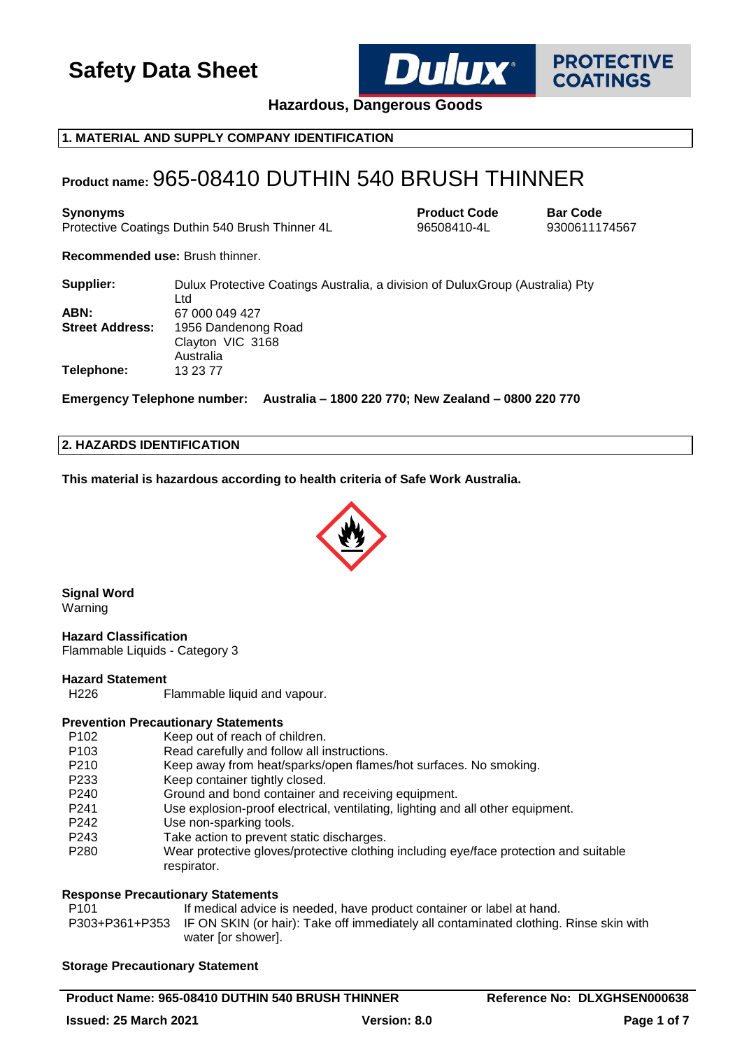# Safety Data Sheet

**Hazardous, Dangerous Goods**

## 1. MATERIAL AND SUPPLY COMPANY IDENTIFICATION

**Product name:** 965-08410 DUTHIN 540 BRUSH THINNER

| **Synonyms** | **Product Code** | **Bar Code** |
| --- | --- | --- |
| Protective Coatings Duthin 540 Brush Thinner 4L | 96508410-4L | 9300611174567 |

**Recommended use:** Brush thinner.

**Supplier:** Dulux Protective Coatings Australia, a division of DuluxGroup (Australia) Pty Ltd
**ABN:** 67 000 049 427
**Street Address:** 1956 Dandenong Road
Clayton VIC 3168
Australia
**Telephone:** 13 23 77

**Emergency Telephone number: Australia – 1800 220 770; New Zealand – 0800 220 770**

## 2. HAZARDS IDENTIFICATION

**This material is hazardous according to health criteria of Safe Work Australia.**

**Signal Word**
Warning

**Hazard Classification**
Flammable Liquids - Category 3

**Hazard Statement**

| | |
| --- | --- |
| H226 | Flammable liquid and vapour. |

**Prevention Precautionary Statements**

| | |
| --- | --- |
| P102 | Keep out of reach of children. |
| P103 | Read carefully and follow all instructions. |
| P210 | Keep away from heat/sparks/open flames/hot surfaces. No smoking. |
| P233 | Keep container tightly closed. |
| P240 | Ground and bond container and receiving equipment. |
| P241 | Use explosion-proof electrical, ventilating, lighting and all other equipment. |
| P242 | Use non-sparking tools. |
| P243 | Take action to prevent static discharges. |
| P280 | Wear protective gloves/protective clothing including eye/face protection and suitable respirator. |

**Response Precautionary Statements**

| | |
| --- | --- |
| P101 | If medical advice is needed, have product container or label at hand. |
| P303+P361+P353 | IF ON SKIN (or hair): Take off immediately all contaminated clothing. Rinse skin with water [or shower]. |

**Storage Precautionary Statement**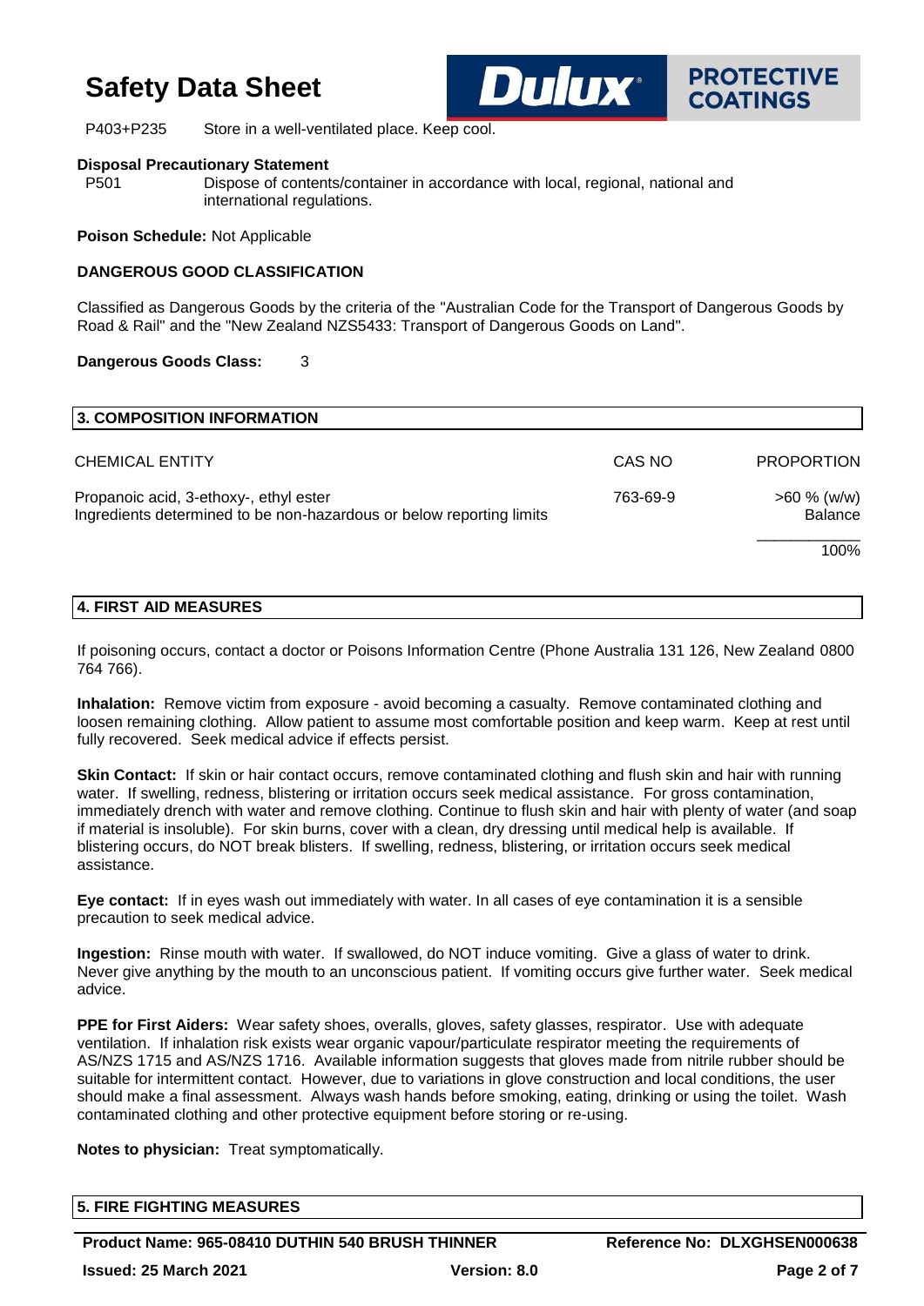P403+P235 Store in a well-ventilated place. Keep cool.

**Disposal Precautionary Statement**

P501 Dispose of contents/container in accordance with local, regional, national and international regulations.

**Poison Schedule:** Not Applicable

**DANGEROUS GOOD CLASSIFICATION**

Classified as Dangerous Goods by the criteria of the "Australian Code for the Transport of Dangerous Goods by Road & Rail" and the "New Zealand NZS5433: Transport of Dangerous Goods on Land".

**Dangerous Goods Class:** 3

## 3. COMPOSITION INFORMATION

| CHEMICAL ENTITY | CAS NO | PROPORTION |
|---|---|---|
| Propanoic acid, 3-ethoxy-, ethyl ester | 763-69-9 | >60 % (w/w) |
| Ingredients determined to be non-hazardous or below reporting limits | | Balance |
| | | 100% |

## 4. FIRST AID MEASURES

If poisoning occurs, contact a doctor or Poisons Information Centre (Phone Australia 131 126, New Zealand 0800 764 766).

**Inhalation:** Remove victim from exposure - avoid becoming a casualty. Remove contaminated clothing and loosen remaining clothing. Allow patient to assume most comfortable position and keep warm. Keep at rest until fully recovered. Seek medical advice if effects persist.

**Skin Contact:** If skin or hair contact occurs, remove contaminated clothing and flush skin and hair with running water. If swelling, redness, blistering or irritation occurs seek medical assistance. For gross contamination, immediately drench with water and remove clothing. Continue to flush skin and hair with plenty of water (and soap if material is insoluble). For skin burns, cover with a clean, dry dressing until medical help is available. If blistering occurs, do NOT break blisters. If swelling, redness, blistering, or irritation occurs seek medical assistance.

**Eye contact:** If in eyes wash out immediately with water. In all cases of eye contamination it is a sensible precaution to seek medical advice.

**Ingestion:** Rinse mouth with water. If swallowed, do NOT induce vomiting. Give a glass of water to drink. Never give anything by the mouth to an unconscious patient. If vomiting occurs give further water. Seek medical advice.

**PPE for First Aiders:** Wear safety shoes, overalls, gloves, safety glasses, respirator. Use with adequate ventilation. If inhalation risk exists wear organic vapour/particulate respirator meeting the requirements of AS/NZS 1715 and AS/NZS 1716. Available information suggests that gloves made from nitrile rubber should be suitable for intermittent contact. However, due to variations in glove construction and local conditions, the user should make a final assessment. Always wash hands before smoking, eating, drinking or using the toilet. Wash contaminated clothing and other protective equipment before storing or re-using.

**Notes to physician:** Treat symptomatically.

## 5. FIRE FIGHTING MEASURES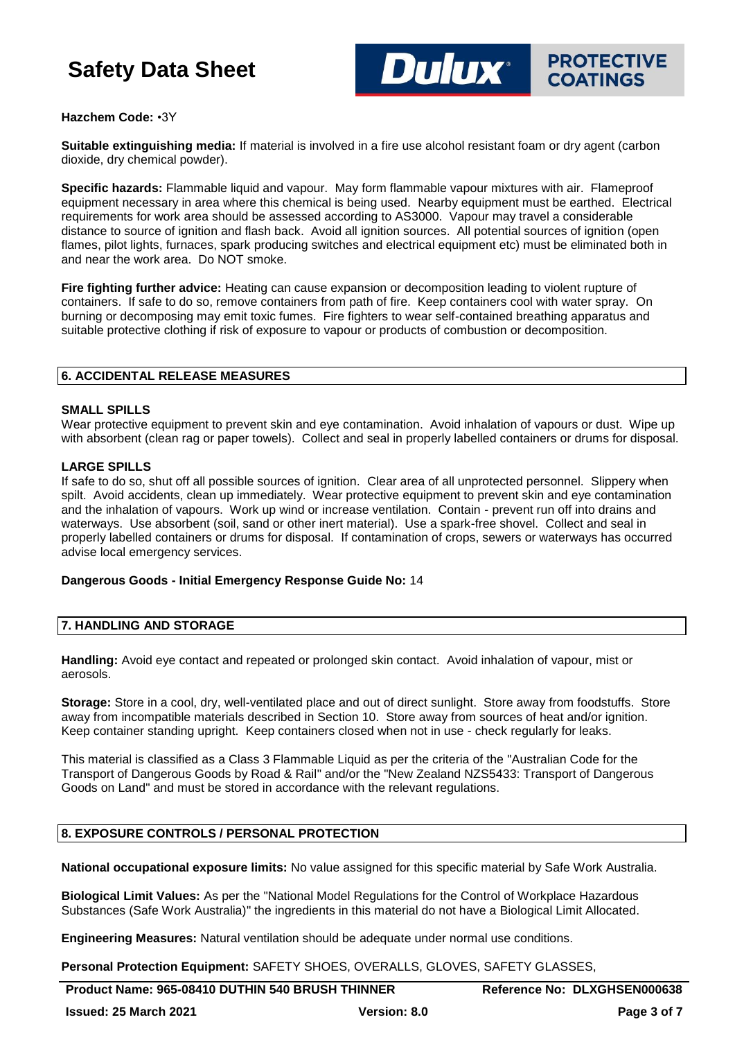**Hazchem Code:** •3Y

**Suitable extinguishing media:** If material is involved in a fire use alcohol resistant foam or dry agent (carbon dioxide, dry chemical powder).

**Specific hazards:** Flammable liquid and vapour. May form flammable vapour mixtures with air. Flameproof equipment necessary in area where this chemical is being used. Nearby equipment must be earthed. Electrical requirements for work area should be assessed according to AS3000. Vapour may travel a considerable distance to source of ignition and flash back. Avoid all ignition sources. All potential sources of ignition (open flames, pilot lights, furnaces, spark producing switches and electrical equipment etc) must be eliminated both in and near the work area. Do NOT smoke.

**Fire fighting further advice:** Heating can cause expansion or decomposition leading to violent rupture of containers. If safe to do so, remove containers from path of fire. Keep containers cool with water spray. On burning or decomposing may emit toxic fumes. Fire fighters to wear self-contained breathing apparatus and suitable protective clothing if risk of exposure to vapour or products of combustion or decomposition.

## 6. ACCIDENTAL RELEASE MEASURES

### SMALL SPILLS

Wear protective equipment to prevent skin and eye contamination. Avoid inhalation of vapours or dust. Wipe up with absorbent (clean rag or paper towels). Collect and seal in properly labelled containers or drums for disposal.

### LARGE SPILLS

If safe to do so, shut off all possible sources of ignition. Clear area of all unprotected personnel. Slippery when spilt. Avoid accidents, clean up immediately. Wear protective equipment to prevent skin and eye contamination and the inhalation of vapours. Work up wind or increase ventilation. Contain - prevent run off into drains and waterways. Use absorbent (soil, sand or other inert material). Use a spark-free shovel. Collect and seal in properly labelled containers or drums for disposal. If contamination of crops, sewers or waterways has occurred advise local emergency services.

**Dangerous Goods - Initial Emergency Response Guide No:** 14

## 7. HANDLING AND STORAGE

**Handling:** Avoid eye contact and repeated or prolonged skin contact. Avoid inhalation of vapour, mist or aerosols.

**Storage:** Store in a cool, dry, well-ventilated place and out of direct sunlight. Store away from foodstuffs. Store away from incompatible materials described in Section 10. Store away from sources of heat and/or ignition. Keep container standing upright. Keep containers closed when not in use - check regularly for leaks.

This material is classified as a Class 3 Flammable Liquid as per the criteria of the "Australian Code for the Transport of Dangerous Goods by Road & Rail" and/or the "New Zealand NZS5433: Transport of Dangerous Goods on Land" and must be stored in accordance with the relevant regulations.

## 8. EXPOSURE CONTROLS / PERSONAL PROTECTION

**National occupational exposure limits:** No value assigned for this specific material by Safe Work Australia.

**Biological Limit Values:** As per the "National Model Regulations for the Control of Workplace Hazardous Substances (Safe Work Australia)" the ingredients in this material do not have a Biological Limit Allocated.

**Engineering Measures:** Natural ventilation should be adequate under normal use conditions.

**Personal Protection Equipment:** SAFETY SHOES, OVERALLS, GLOVES, SAFETY GLASSES,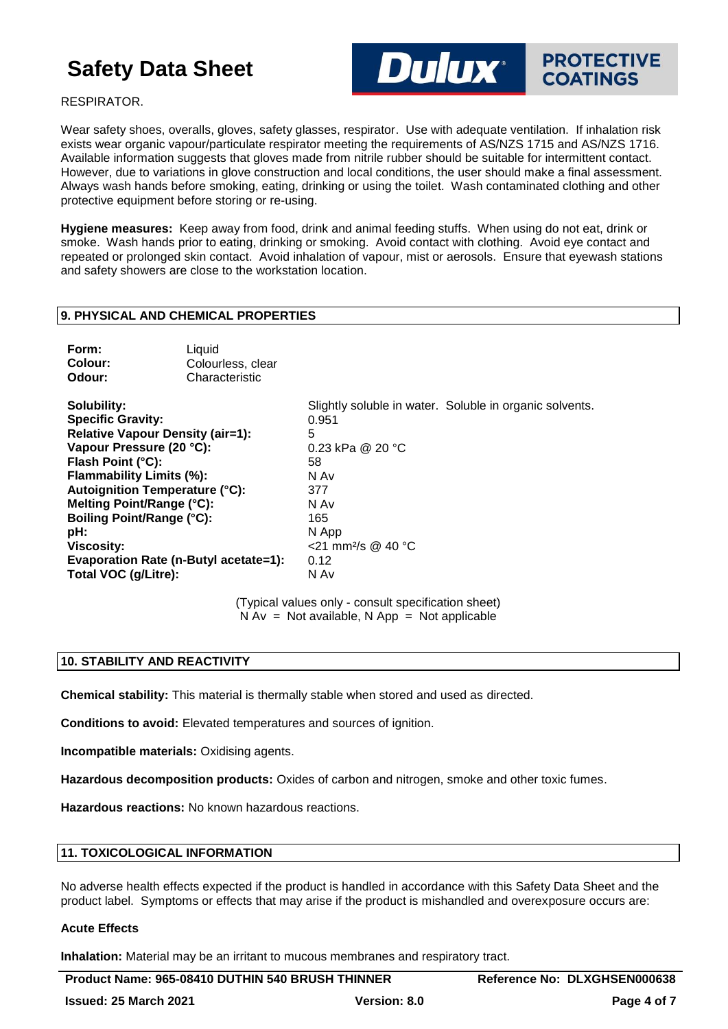RESPIRATOR.

Wear safety shoes, overalls, gloves, safety glasses, respirator. Use with adequate ventilation. If inhalation risk exists wear organic vapour/particulate respirator meeting the requirements of AS/NZS 1715 and AS/NZS 1716. Available information suggests that gloves made from nitrile rubber should be suitable for intermittent contact. However, due to variations in glove construction and local conditions, the user should make a final assessment. Always wash hands before smoking, eating, drinking or using the toilet. Wash contaminated clothing and other protective equipment before storing or re-using.

**Hygiene measures:** Keep away from food, drink and animal feeding stuffs. When using do not eat, drink or smoke. Wash hands prior to eating, drinking or smoking. Avoid contact with clothing. Avoid eye contact and repeated or prolonged skin contact. Avoid inhalation of vapour, mist or aerosols. Ensure that eyewash stations and safety showers are close to the workstation location.

## 9. PHYSICAL AND CHEMICAL PROPERTIES

| | |
|---|---|
| **Form:** | Liquid |
| **Colour:** | Colourless, clear |
| **Odour:** | Characteristic |

| | |
|---|---|
| **Solubility:** | Slightly soluble in water. Soluble in organic solvents. |
| **Specific Gravity:** | 0.951 |
| **Relative Vapour Density (air=1):** | 5 |
| **Vapour Pressure (20 °C):** | 0.23 kPa @ 20 °C |
| **Flash Point (°C):** | 58 |
| **Flammability Limits (%):** | N Av |
| **Autoignition Temperature (°C):** | 377 |
| **Melting Point/Range (°C):** | N Av |
| **Boiling Point/Range (°C):** | 165 |
| **pH:** | N App |
| **Viscosity:** | <21 $mm^2/s$ @ 40 °C |
| **Evaporation Rate (n-Butyl acetate=1):** | 0.12 |
| **Total VOC (g/Litre):** | N Av |

(Typical values only - consult specification sheet)
N Av = Not available, N App = Not applicable

## 10. STABILITY AND REACTIVITY

**Chemical stability:** This material is thermally stable when stored and used as directed.

**Conditions to avoid:** Elevated temperatures and sources of ignition.

**Incompatible materials:** Oxidising agents.

**Hazardous decomposition products:** Oxides of carbon and nitrogen, smoke and other toxic fumes.

**Hazardous reactions:** No known hazardous reactions.

## 11. TOXICOLOGICAL INFORMATION

No adverse health effects expected if the product is handled in accordance with this Safety Data Sheet and the product label. Symptoms or effects that may arise if the product is mishandled and overexposure occurs are:

### Acute Effects

**Inhalation:** Material may be an irritant to mucous membranes and respiratory tract.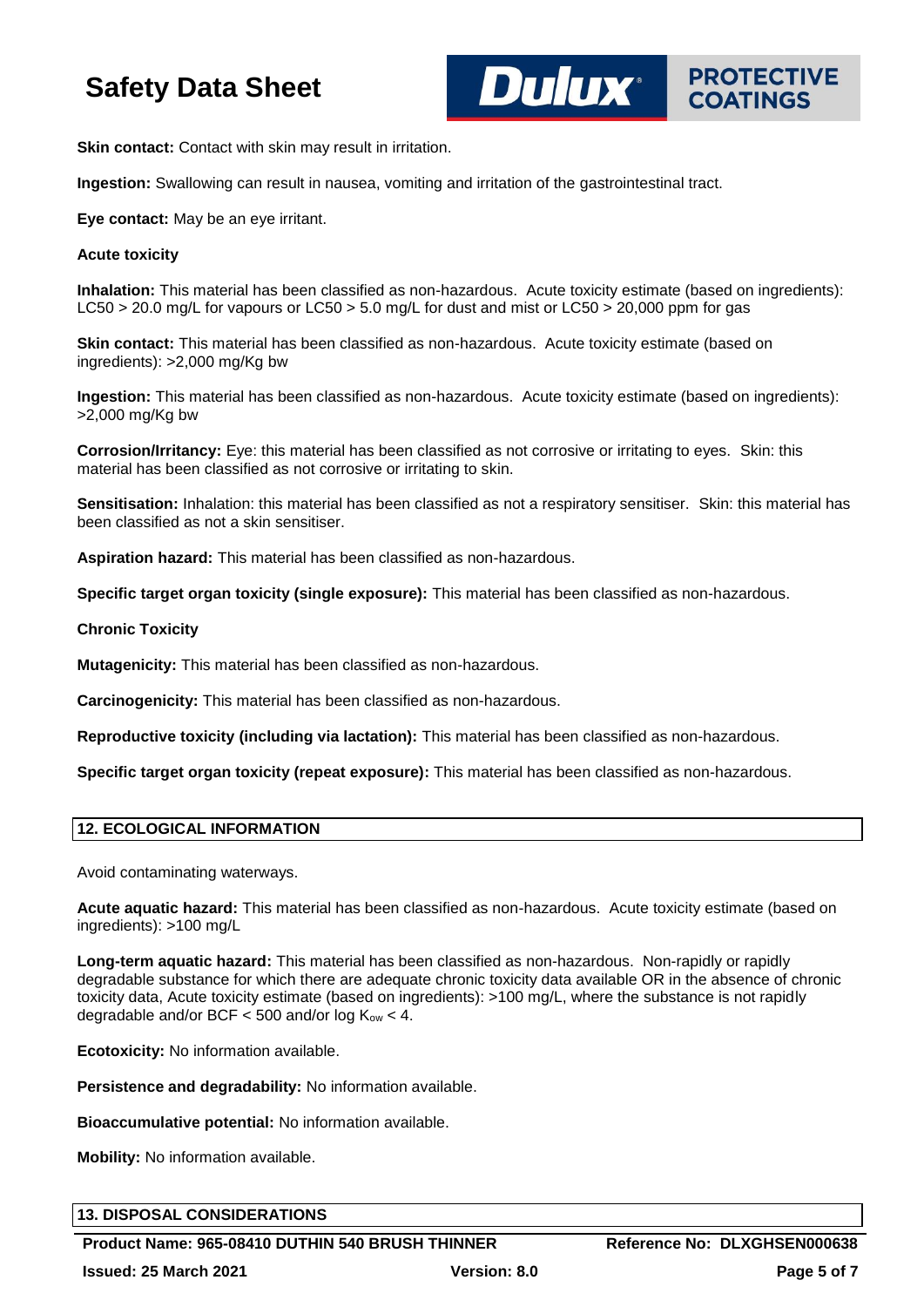**Skin contact:** Contact with skin may result in irritation.

**Ingestion:** Swallowing can result in nausea, vomiting and irritation of the gastrointestinal tract.

**Eye contact:** May be an eye irritant.

**Acute toxicity**

**Inhalation:** This material has been classified as non-hazardous. Acute toxicity estimate (based on ingredients): LC50 > 20.0 mg/L for vapours or LC50 > 5.0 mg/L for dust and mist or LC50 > 20,000 ppm for gas

**Skin contact:** This material has been classified as non-hazardous. Acute toxicity estimate (based on ingredients): >2,000 mg/Kg bw

**Ingestion:** This material has been classified as non-hazardous. Acute toxicity estimate (based on ingredients): >2,000 mg/Kg bw

**Corrosion/Irritancy:** Eye: this material has been classified as not corrosive or irritating to eyes. Skin: this material has been classified as not corrosive or irritating to skin.

**Sensitisation:** Inhalation: this material has been classified as not a respiratory sensitiser. Skin: this material has been classified as not a skin sensitiser.

**Aspiration hazard:** This material has been classified as non-hazardous.

**Specific target organ toxicity (single exposure):** This material has been classified as non-hazardous.

**Chronic Toxicity**

**Mutagenicity:** This material has been classified as non-hazardous.

**Carcinogenicity:** This material has been classified as non-hazardous.

**Reproductive toxicity (including via lactation):** This material has been classified as non-hazardous.

**Specific target organ toxicity (repeat exposure):** This material has been classified as non-hazardous.

## 12. ECOLOGICAL INFORMATION

Avoid contaminating waterways.

**Acute aquatic hazard:** This material has been classified as non-hazardous. Acute toxicity estimate (based on ingredients): >100 mg/L

**Long-term aquatic hazard:** This material has been classified as non-hazardous. Non-rapidly or rapidly degradable substance for which there are adequate chronic toxicity data available OR in the absence of chronic toxicity data, Acute toxicity estimate (based on ingredients): >100 mg/L, where the substance is not rapidly degradable and/or BCF < 500 and/or log $K_{ow}$ < 4.

**Ecotoxicity:** No information available.

**Persistence and degradability:** No information available.

**Bioaccumulative potential:** No information available.

**Mobility:** No information available.

## 13. DISPOSAL CONSIDERATIONS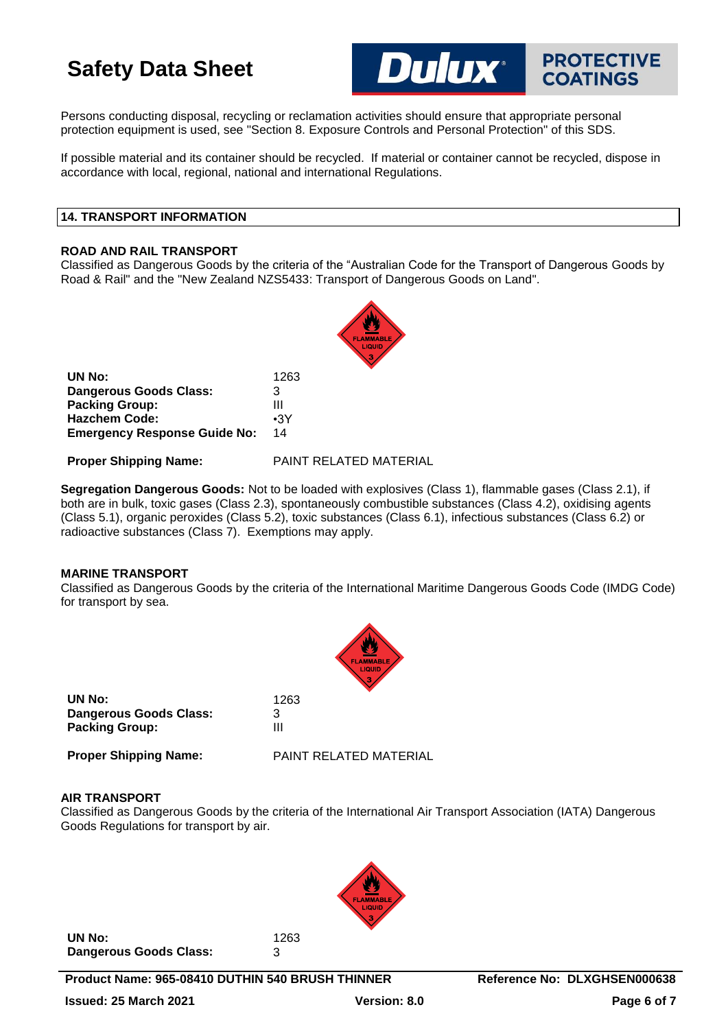Persons conducting disposal, recycling or reclamation activities should ensure that appropriate personal protection equipment is used, see "Section 8. Exposure Controls and Personal Protection" of this SDS.

If possible material and its container should be recycled. If material or container cannot be recycled, dispose in accordance with local, regional, national and international Regulations.

## 14. TRANSPORT INFORMATION

### ROAD AND RAIL TRANSPORT

Classified as Dangerous Goods by the criteria of the "Australian Code for the Transport of Dangerous Goods by Road & Rail" and the "New Zealand NZS5433: Transport of Dangerous Goods on Land".

| | |
|---|---|
| **UN No:** | 1263 |
| **Dangerous Goods Class:** | 3 |
| **Packing Group:** | III |
| **Hazchem Code:** | •3Y |
| **Emergency Response Guide No:** | 14 |

**Proper Shipping Name:** PAINT RELATED MATERIAL

**Segregation Dangerous Goods:** Not to be loaded with explosives (Class 1), flammable gases (Class 2.1), if both are in bulk, toxic gases (Class 2.3), spontaneously combustible substances (Class 4.2), oxidising agents (Class 5.1), organic peroxides (Class 5.2), toxic substances (Class 6.1), infectious substances (Class 6.2) or radioactive substances (Class 7). Exemptions may apply.

### MARINE TRANSPORT

Classified as Dangerous Goods by the criteria of the International Maritime Dangerous Goods Code (IMDG Code) for transport by sea.

| | |
|---|---|
| **UN No:** | 1263 |
| **Dangerous Goods Class:** | 3 |
| **Packing Group:** | III |

**Proper Shipping Name:** PAINT RELATED MATERIAL

### AIR TRANSPORT

Classified as Dangerous Goods by the criteria of the International Air Transport Association (IATA) Dangerous Goods Regulations for transport by air.

| | |
|---|---|
| **UN No:** | 1263 |
| **Dangerous Goods Class:** | 3 |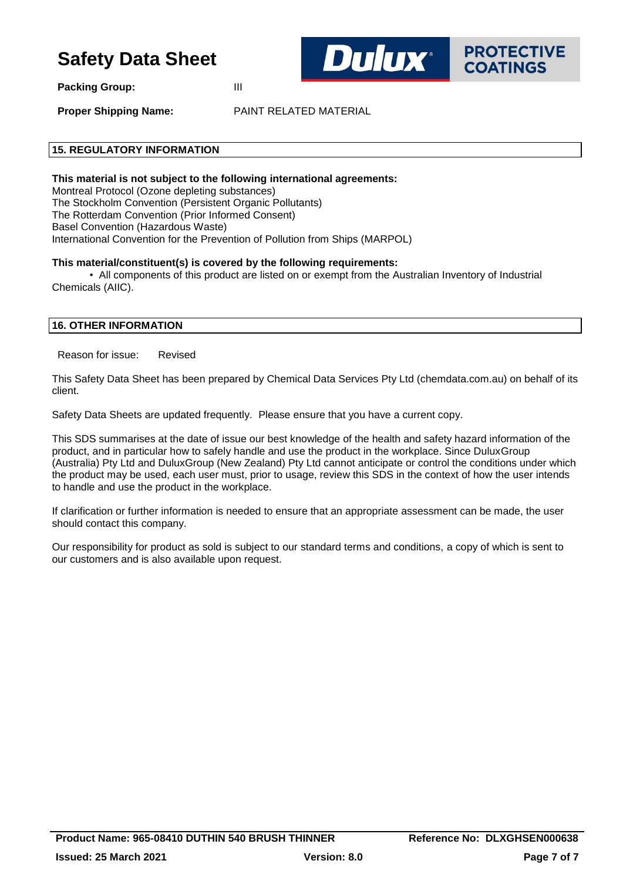**Packing Group:** III

**Proper Shipping Name:** PAINT RELATED MATERIAL

## 15. REGULATORY INFORMATION

**This material is not subject to the following international agreements:**

Montreal Protocol (Ozone depleting substances)
The Stockholm Convention (Persistent Organic Pollutants)
The Rotterdam Convention (Prior Informed Consent)
Basel Convention (Hazardous Waste)
International Convention for the Prevention of Pollution from Ships (MARPOL)

**This material/constituent(s) is covered by the following requirements:**

- All components of this product are listed on or exempt from the Australian Inventory of Industrial Chemicals (AIIC).

## 16. OTHER INFORMATION

Reason for issue: Revised

This Safety Data Sheet has been prepared by Chemical Data Services Pty Ltd (chemdata.com.au) on behalf of its client.

Safety Data Sheets are updated frequently. Please ensure that you have a current copy.

This SDS summarises at the date of issue our best knowledge of the health and safety hazard information of the product, and in particular how to safely handle and use the product in the workplace. Since DuluxGroup (Australia) Pty Ltd and DuluxGroup (New Zealand) Pty Ltd cannot anticipate or control the conditions under which the product may be used, each user must, prior to usage, review this SDS in the context of how the user intends to handle and use the product in the workplace.

If clarification or further information is needed to ensure that an appropriate assessment can be made, the user should contact this company.

Our responsibility for product as sold is subject to our standard terms and conditions, a copy of which is sent to our customers and is also available upon request.